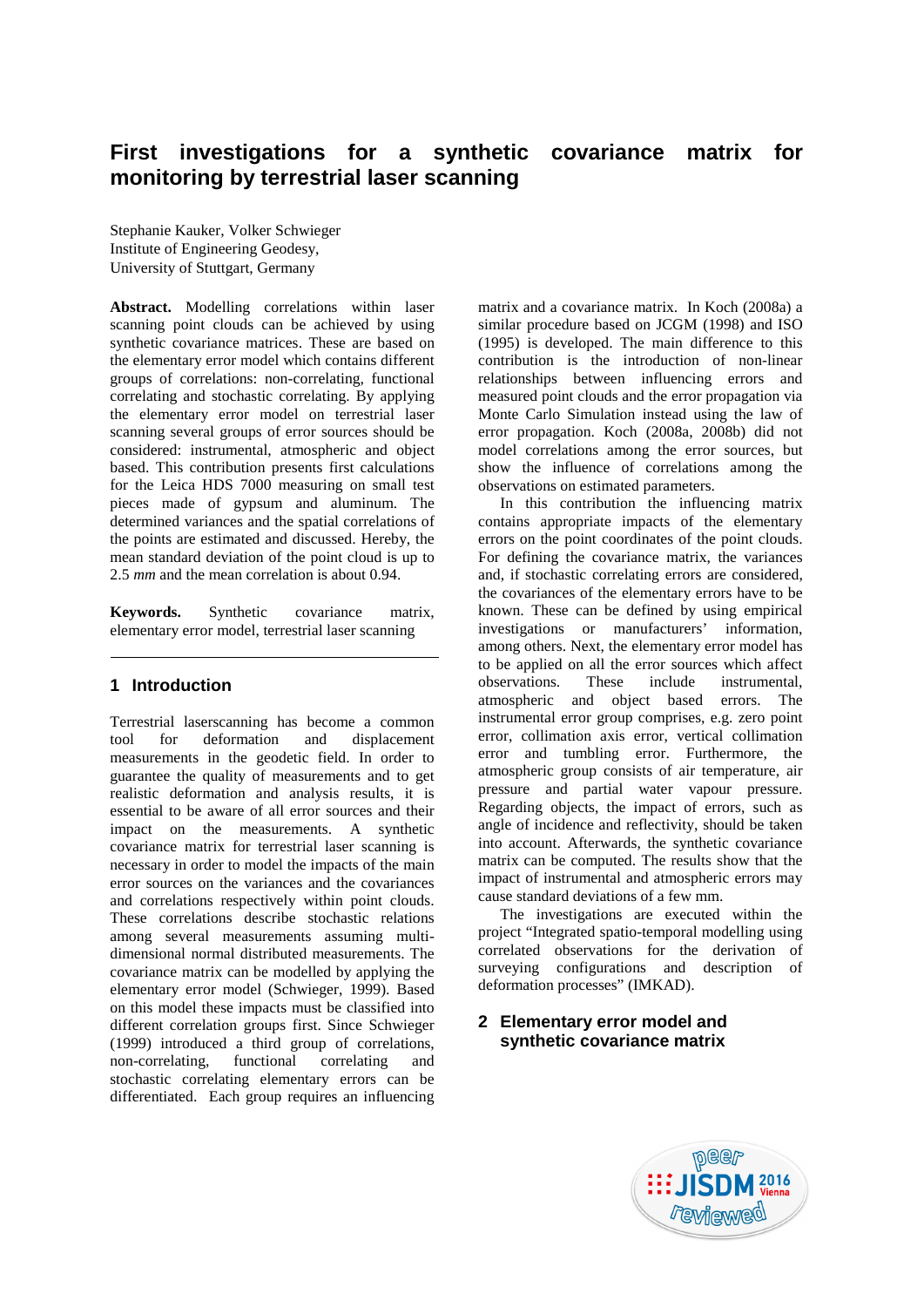# First investigations for a synthetic covariance matrix for monitoring by terrestrial laser scanning

Stephanie Kauker, Volker Schwieger
Institute of Engineering Geodesy,
University of Stuttgart, Germany

**Abstract.** Modelling correlations within laser scanning point clouds can be achieved by using synthetic covariance matrices. These are based on the elementary error model which contains different groups of correlations: non-correlating, functional correlating and stochastic correlating. By applying the elementary error model on terrestrial laser scanning several groups of error sources should be considered: instrumental, atmospheric and object based. This contribution presents first calculations for the Leica HDS 7000 measuring on small test pieces made of gypsum and aluminum. The determined variances and the spatial correlations of the points are estimated and discussed. Hereby, the mean standard deviation of the point cloud is up to 2.5 *mm* and the mean correlation is about 0.94.

**Keywords.** Synthetic covariance matrix, elementary error model, terrestrial laser scanning

## 1 Introduction

Terrestrial laserscanning has become a common tool for deformation and displacement measurements in the geodetic field. In order to guarantee the quality of measurements and to get realistic deformation and analysis results, it is essential to be aware of all error sources and their impact on the measurements. A synthetic covariance matrix for terrestrial laser scanning is necessary in order to model the impacts of the main error sources on the variances and the covariances and correlations respectively within point clouds. These correlations describe stochastic relations among several measurements assuming multi-dimensional normal distributed measurements. The covariance matrix can be modelled by applying the elementary error model (Schwieger, 1999). Based on this model these impacts must be classified into different correlation groups first. Since Schwieger (1999) introduced a third group of correlations, non-correlating, functional correlating and stochastic correlating elementary errors can be differentiated. Each group requires an influencing matrix and a covariance matrix. In Koch (2008a) a similar procedure based on JCGM (1998) and ISO (1995) is developed. The main difference to this contribution is the introduction of non-linear relationships between influencing errors and measured point clouds and the error propagation via Monte Carlo Simulation instead using the law of error propagation. Koch (2008a, 2008b) did not model correlations among the error sources, but show the influence of correlations among the observations on estimated parameters.

In this contribution the influencing matrix contains appropriate impacts of the elementary errors on the point coordinates of the point clouds. For defining the covariance matrix, the variances and, if stochastic correlating errors are considered, the covariances of the elementary errors have to be known. These can be defined by using empirical investigations or manufacturers' information, among others. Next, the elementary error model has to be applied on all the error sources which affect observations. These include instrumental, atmospheric and object based errors. The instrumental error group comprises, e.g. zero point error, collimation axis error, vertical collimation error and tumbling error. Furthermore, the atmospheric group consists of air temperature, air pressure and partial water vapour pressure. Regarding objects, the impact of errors, such as angle of incidence and reflectivity, should be taken into account. Afterwards, the synthetic covariance matrix can be computed. The results show that the impact of instrumental and atmospheric errors may cause standard deviations of a few mm.

The investigations are executed within the project "Integrated spatio-temporal modelling using correlated observations for the derivation of surveying configurations and description of deformation processes" (IMKAD).

## 2 Elementary error model and synthetic covariance matrix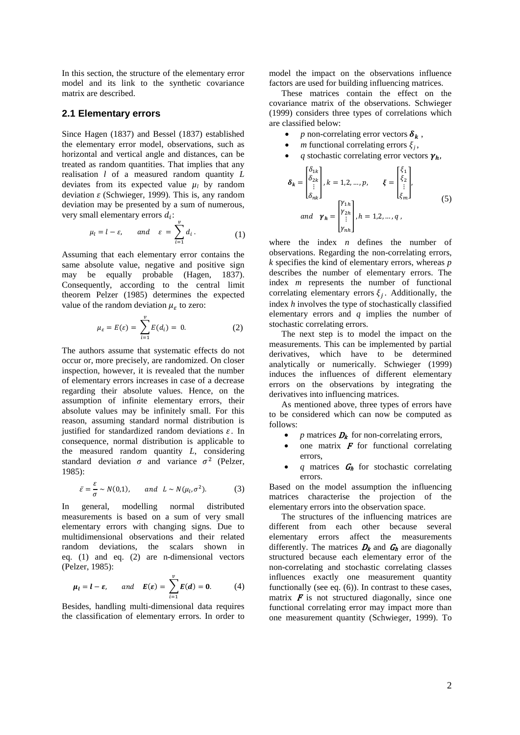In this section, the structure of the elementary error model and its link to the synthetic covariance matrix are described.

## 2.1 Elementary errors

Since Hagen (1837) and Bessel (1837) established the elementary error model, observations, such as horizontal and vertical angle and distances, can be treated as random quantities. That implies that any realisation $l$ of a measured random quantity $L$ deviates from its expected value $\mu_l$ by random deviation $\varepsilon$ (Schwieger, 1999). This is, any random deviation may be presented by a sum of numerous, very small elementary errors $d_i$:

$$\mu_l = l - \varepsilon, \qquad and \quad \varepsilon = \sum_{i=1}^{v} d_i \,. \tag{1}$$

Assuming that each elementary error contains the same absolute value, negative and positive sign may be equally probable (Hagen, 1837). Consequently, according to the central limit theorem Pelzer (1985) determines the expected value of the random deviation $\mu_\varepsilon$ to zero:

$$\mu_\varepsilon = E(\varepsilon) = \sum_{i=1}^{v} E(d_i) = 0. \tag{2}$$

The authors assume that systematic effects do not occur or, more precisely, are randomized. On closer inspection, however, it is revealed that the number of elementary errors increases in case of a decrease regarding their absolute values. Hence, on the assumption of infinite elementary errors, their absolute values may be infinitely small. For this reason, assuming standard normal distribution is justified for standardized random deviations $\varepsilon$. In consequence, normal distribution is applicable to the measured random quantity $L$, considering standard deviation $\sigma$ and variance $\sigma^2$ (Pelzer, 1985):

$$\bar{\varepsilon} = \frac{\varepsilon}{\sigma} \sim N(0,1), \qquad and \;\; L \sim N(\mu_l, \sigma^2). \tag{3}$$

In general, modelling normal distributed measurements is based on a sum of very small elementary errors with changing signs. Due to multidimensional observations and their related random deviations, the scalars shown in eq. (1) and eq. (2) are n-dimensional vectors (Pelzer, 1985):

$$\boldsymbol{\mu_l} = \boldsymbol{l} - \boldsymbol{\varepsilon}, \qquad and \quad \boldsymbol{E}(\boldsymbol{\varepsilon}) = \sum_{i=1}^{v} \boldsymbol{E}(\boldsymbol{d}) = \boldsymbol{0}. \tag{4}$$

Besides, handling multi-dimensional data requires the classification of elementary errors. In order to model the impact on the observations influence factors are used for building influencing matrices.

These matrices contain the effect on the covariance matrix of the observations. Schwieger (1999) considers three types of correlations which are classified below:

- $p$ non-correlating error vectors $\boldsymbol{\delta_k}$ ,
- $m$ functional correlating errors $\xi_j$,
- $q$ stochastic correlating error vectors $\boldsymbol{\gamma_h}$,

$$\boldsymbol{\delta_k} = \begin{bmatrix} \delta_{1k} \\ \delta_{2k} \\ \vdots \\ \delta_{nk} \end{bmatrix}, k = 1,2,\ldots,p, \qquad \boldsymbol{\xi} = \begin{bmatrix} \xi_1 \\ \xi_2 \\ \vdots \\ \xi_m \end{bmatrix},$$
$$and \quad \boldsymbol{\gamma_h} = \begin{bmatrix} \gamma_{1h} \\ \gamma_{2h} \\ \vdots \\ \gamma_{nh} \end{bmatrix}, h = 1,2,\ldots,q\,, \tag{5}$$

where the index $n$ defines the number of observations. Regarding the non-correlating errors, $k$ specifies the kind of elementary errors, whereas $p$ describes the number of elementary errors. The index $m$ represents the number of functional correlating elementary errors $\xi_j$. Additionally, the index $h$ involves the type of stochastically classified elementary errors and $q$ implies the number of stochastic correlating errors.

The next step is to model the impact on the measurements. This can be implemented by partial derivatives, which have to be determined analytically or numerically. Schwieger (1999) induces the influences of different elementary errors on the observations by integrating the derivatives into influencing matrices.

As mentioned above, three types of errors have to be considered which can now be computed as follows:

- $p$ matrices $\boldsymbol{D_k}$ for non-correlating errors,
- one matrix $\boldsymbol{F}$ for functional correlating errors,
- $q$ matrices $\boldsymbol{G_h}$ for stochastic correlating errors.

Based on the model assumption the influencing matrices characterise the projection of the elementary errors into the observation space.

The structures of the influencing matrices are different from each other because several elementary errors affect the measurements differently. The matrices $\boldsymbol{D_k}$ and $\boldsymbol{G_h}$ are diagonally structured because each elementary error of the non-correlating and stochastic correlating classes influences exactly one measurement quantity functionally (see eq. (6)). In contrast to these cases, matrix $\boldsymbol{F}$ is not structured diagonally, since one functional correlating error may impact more than one measurement quantity (Schwieger, 1999). To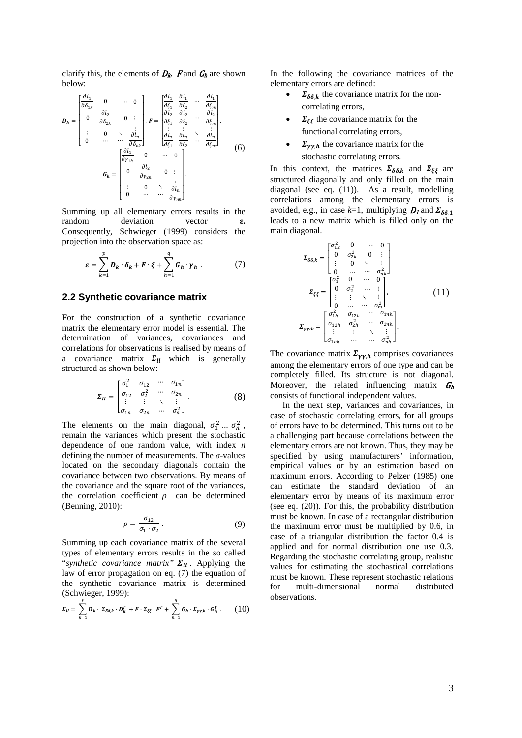clarify this, the elements of $\boldsymbol{D_k}$, $\boldsymbol{F}$ and $\boldsymbol{G_h}$ are shown below:

$$\boldsymbol{D_k} = \begin{bmatrix} \frac{\partial l_1}{\partial \delta_{1k}} & 0 & \cdots & 0 \\ 0 & \frac{\partial l_2}{\partial \delta_{2k}} & 0 & \vdots \\ \vdots & 0 & \ddots & \vdots \\ 0 & \cdots & \cdots & \frac{\partial l_n}{\partial \delta_{nk}} \end{bmatrix}, \boldsymbol{F} = \begin{bmatrix} \frac{\partial l_1}{\partial \xi_1} & \frac{\partial l_1}{\partial \xi_2} & \cdots & \frac{\partial l_1}{\partial \xi_m} \\ \frac{\partial l_2}{\partial \xi_1} & \frac{\partial l_2}{\partial \xi_2} & \cdots & \frac{\partial l_2}{\partial \xi_m} \\ \vdots & \vdots & \ddots & \vdots \\ \frac{\partial l_n}{\partial \xi_1} & \frac{\partial l_n}{\partial \xi_2} & \cdots & \frac{\partial l_n}{\partial \xi_m} \end{bmatrix},$$
$$\boldsymbol{G_h} = \begin{bmatrix} \frac{\partial l_1}{\partial \gamma_{1h}} & 0 & \cdots & 0 \\ 0 & \frac{\partial l_2}{\partial \gamma_{2h}} & 0 & \vdots \\ \vdots & 0 & \ddots & \vdots \\ 0 & \cdots & \cdots & \frac{\partial l_n}{\partial \gamma_{nh}} \end{bmatrix}. \tag{6}$$

Summing up all elementary errors results in the random deviation vector $\boldsymbol{\varepsilon}$. Consequently, Schwieger (1999) considers the projection into the observation space as:

$$\boldsymbol{\varepsilon} = \sum_{k=1}^{p} \boldsymbol{D_k} \cdot \boldsymbol{\delta_k} + \boldsymbol{F} \cdot \boldsymbol{\xi} + \sum_{h=1}^{q} \boldsymbol{G_h} \cdot \boldsymbol{\gamma_h} \ . \tag{7}$$

## 2.2 Synthetic covariance matrix

For the construction of a synthetic covariance matrix the elementary error model is essential. The determination of variances, covariances and correlations for observations is realised by means of a covariance matrix $\boldsymbol{\Sigma_{ll}}$ which is generally structured as shown below:

$$\boldsymbol{\Sigma_{ll}} = \begin{bmatrix} \sigma_1^2 & \sigma_{12} & \cdots & \sigma_{1n} \\ \sigma_{12} & \sigma_2^2 & \cdots & \sigma_{2n} \\ \vdots & \vdots & \ddots & \vdots \\ \sigma_{1n} & \sigma_{2n} & \cdots & \sigma_n^2 \end{bmatrix}. \tag{8}$$

The elements on the main diagonal, $\sigma_1^2 \ldots \sigma_n^2$, remain the variances which present the stochastic dependence of one random value, with index $n$ defining the number of measurements. The $\sigma$-values located on the secondary diagonals contain the covariance between two observations. By means of the covariance and the square root of the variances, the correlation coefficient $\rho$ can be determined (Benning, 2010):

$$\rho = \frac{\sigma_{12}}{\sigma_1 \cdot \sigma_2} \ . \tag{9}$$

Summing up each covariance matrix of the several types of elementary errors results in the so called "*synthetic covariance matrix*" $\boldsymbol{\Sigma_{ll}}$. Applying the law of error propagation on eq. (7) the equation of the synthetic covariance matrix is determined (Schwieger, 1999):

$$\boldsymbol{\Sigma_{ll}} = \sum_{k=1}^{p} \boldsymbol{D_k} \cdot \boldsymbol{\Sigma_{\delta\delta,k}} \cdot \boldsymbol{D_k^T} + \boldsymbol{F} \cdot \boldsymbol{\Sigma_{\xi\xi}} \cdot \boldsymbol{F^T} + \sum_{h=1}^{q} \boldsymbol{G_h} \cdot \boldsymbol{\Sigma_{\gamma\gamma,h}} \cdot \boldsymbol{G_h^T} \ . \tag{10}$$

In the following the covariance matrices of the elementary errors are defined:

- $\boldsymbol{\Sigma_{\delta\delta,k}}$ the covariance matrix for the non-correlating errors,
- $\boldsymbol{\Sigma_{\xi\xi}}$ the covariance matrix for the functional correlating errors,
- $\boldsymbol{\Sigma_{\gamma\gamma,h}}$ the covariance matrix for the stochastic correlating errors.

In this context, the matrices $\boldsymbol{\Sigma_{\delta\delta,k}}$ and $\boldsymbol{\Sigma_{\xi\xi}}$ are structured diagonally and only filled on the main diagonal (see eq. (11)). As a result, modelling correlations among the elementary errors is avoided, e.g., in case $k$=1, multiplying $\boldsymbol{D_1}$ and $\boldsymbol{\Sigma_{\delta\delta,1}}$ leads to a new matrix which is filled only on the main diagonal.

$$\boldsymbol{\Sigma_{\delta\delta,k}} = \begin{bmatrix} \sigma_{1k}^2 & 0 & \cdots & 0 \\ 0 & \sigma_{2k}^2 & 0 & \vdots \\ \vdots & 0 & \ddots & \vdots \\ 0 & \cdots & \cdots & \sigma_{nk}^2 \end{bmatrix}$$
$$\boldsymbol{\Sigma_{\xi\xi}} = \begin{bmatrix} \sigma_1^2 & 0 & \cdots & 0 \\ 0 & \sigma_2^2 & \cdots & \vdots \\ \vdots & \vdots & \ddots & \vdots \\ 0 & \cdots & \cdots & \sigma_m^2 \end{bmatrix}, \tag{11}$$
$$\boldsymbol{\Sigma_{\gamma\gamma,h}} = \begin{bmatrix} \sigma_{1h}^2 & \sigma_{12h} & \cdots & \sigma_{1nh} \\ \sigma_{12h} & \sigma_{2h}^2 & \cdots & \sigma_{2nh} \\ \vdots & \vdots & \ddots & \vdots \\ \sigma_{1nh} & \cdots & \cdots & \sigma_{nh}^2 \end{bmatrix}.$$

The covariance matrix $\boldsymbol{\Sigma_{\gamma\gamma,h}}$ comprises covariances among the elementary errors of one type and can be completely filled. Its structure is not diagonal. Moreover, the related influencing matrix $\boldsymbol{G_h}$ consists of functional independent values.

In the next step, variances and covariances, in case of stochastic correlating errors, for all groups of errors have to be determined. This turns out to be a challenging part because correlations between the elementary errors are not known. Thus, they may be specified by using manufacturers' information, empirical values or by an estimation based on maximum errors. According to Pelzer (1985) one can estimate the standard deviation of an elementary error by means of its maximum error (see eq. (20)). For this, the probability distribution must be known. In case of a rectangular distribution the maximum error must be multiplied by 0.6, in case of a triangular distribution the factor 0.4 is applied and for normal distribution one use 0.3. Regarding the stochastic correlating group, realistic values for estimating the stochastical correlations must be known. These represent stochastic relations for multi-dimensional normal distributed observations.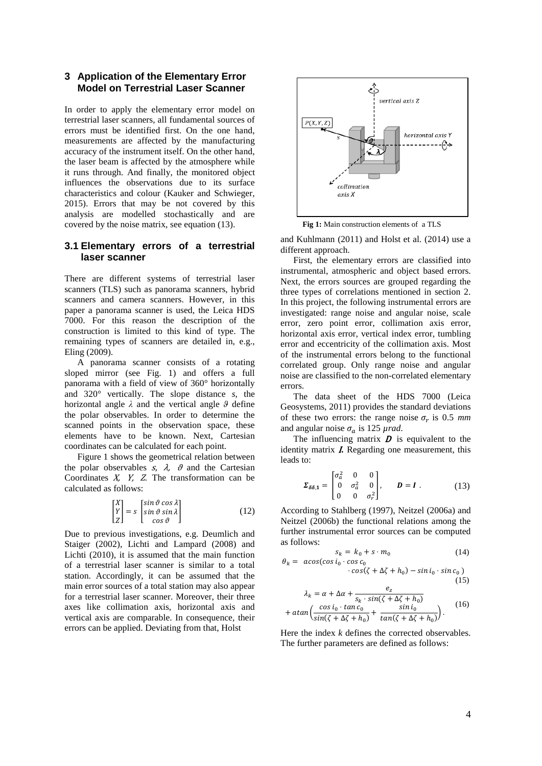## 3 Application of the Elementary Error Model on Terrestrial Laser Scanner

In order to apply the elementary error model on terrestrial laser scanners, all fundamental sources of errors must be identified first. On the one hand, measurements are affected by the manufacturing accuracy of the instrument itself. On the other hand, the laser beam is affected by the atmosphere while it runs through. And finally, the monitored object influences the observations due to its surface characteristics and colour (Kauker and Schwieger, 2015). Errors that may be not covered by this analysis are modelled stochastically and are covered by the noise matrix, see equation (13).

### 3.1 Elementary errors of a terrestrial laser scanner

There are different systems of terrestrial laser scanners (TLS) such as panorama scanners, hybrid scanners and camera scanners. However, in this paper a panorama scanner is used, the Leica HDS 7000. For this reason the description of the construction is limited to this kind of type. The remaining types of scanners are detailed in, e.g., Eling (2009).

A panorama scanner consists of a rotating sloped mirror (see Fig. 1) and offers a full panorama with a field of view of 360° horizontally and 320° vertically. The slope distance *s*, the horizontal angle $\lambda$ and the vertical angle $\vartheta$ define the polar observables. In order to determine the scanned points in the observation space, these elements have to be known. Next, Cartesian coordinates can be calculated for each point.

Figure 1 shows the geometrical relation between the polar observables $s$, $\lambda$, $\vartheta$ and the Cartesian Coordinates $X$, $Y$, $Z$. The transformation can be calculated as follows:

$$\begin{bmatrix} X \\ Y \\ Z \end{bmatrix} = s \begin{bmatrix} \sin\vartheta\cos\lambda \\ \sin\vartheta\sin\lambda \\ \cos\vartheta \end{bmatrix} \tag{12}$$

Due to previous investigations, e.g. Deumlich and Staiger (2002), Lichti and Lampard (2008) and Lichti (2010), it is assumed that the main function of a terrestrial laser scanner is similar to a total station. Accordingly, it can be assumed that the main error sources of a total station may also appear for a terrestrial laser scanner. Moreover, their three axes like collimation axis, horizontal axis and vertical axis are comparable. In consequence, their errors can be applied. Deviating from that, Holst and Kuhlmann (2011) and Holst et al. (2014) use a different approach.

**Fig 1:** Main construction elements of a TLS

First, the elementary errors are classified into instrumental, atmospheric and object based errors. Next, the errors sources are grouped regarding the three types of correlations mentioned in section 2. In this project, the following instrumental errors are investigated: range noise and angular noise, scale error, zero point error, collimation axis error, horizontal axis error, vertical index error, tumbling error and eccentricity of the collimation axis. Most of the instrumental errors belong to the functional correlated group. Only range noise and angular noise are classified to the non-correlated elementary errors.

The data sheet of the HDS 7000 (Leica Geosystems, 2011) provides the standard deviations of these two errors: the range noise $\sigma_r$ is 0.5 *mm* and angular noise $\sigma_a$ is 125 *µrad*.

The influencing matrix $\boldsymbol{D}$ is equivalent to the identity matrix $\boldsymbol{I}$. Regarding one measurement, this leads to:

$$\boldsymbol{\Sigma}_{\delta\delta,1} = \begin{bmatrix} \sigma_a^2 & 0 & 0 \\ 0 & \sigma_a^2 & 0 \\ 0 & 0 & \sigma_r^2 \end{bmatrix}, \quad \boldsymbol{D} = \boldsymbol{I} \,. \tag{13}$$

According to Stahlberg (1997), Neitzel (2006a) and Neitzel (2006b) the functional relations among the further instrumental error sources can be computed as follows:

$$s_k = k_0 + s \cdot m_0 \tag{14}$$

$$\theta_k = acos(\cos i_0 \cdot \cos c_0 \cdot \cos(\zeta + \Delta\zeta + h_0) - \sin i_0 \cdot \sin c_0) \tag{15}$$

$$\lambda_k = \alpha + \Delta\alpha + \frac{e_z}{s_k \cdot \sin(\zeta + \Delta\zeta + h_0)} + atan\left(\frac{\cos i_0 \cdot \tan c_0}{\sin(\zeta + \Delta\zeta + h_0)} + \frac{\sin i_0}{\tan(\zeta + \Delta\zeta + h_0)}\right). \tag{16}$$

Here the index *k* defines the corrected observables. The further parameters are defined as follows: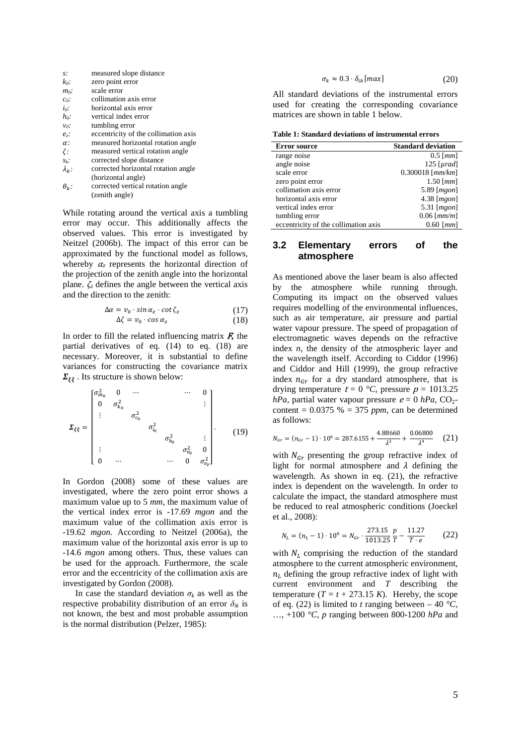| | |
|---|---|
| $s$: | measured slope distance |
| $k_0$: | zero point error |
| $m_0$: | scale error |
| $c_0$: | collimation axis error |
| $i_0$: | horizontal axis error |
| $h_0$: | vertical index error |
| $v_0$: | tumbling error |
| $e_z$: | eccentricity of the collimation axis |
| $\alpha$: | measured horizontal rotation angle |
| $\zeta$: | measured vertical rotation angle |
| $s_k$: | corrected slope distance |
| $\lambda_k$: | corrected horizontal rotation angle (horizontal angle) |
| $\theta_k$: | corrected vertical rotation angle (zenith angle) |

While rotating around the vertical axis a tumbling error may occur. This additionally affects the observed values. This error is investigated by Neitzel (2006b). The impact of this error can be approximated by the functional model as follows, whereby $\alpha_z$ represents the horizontal direction of the projection of the zenith angle into the horizontal plane. $\zeta_z$ defines the angle between the vertical axis and the direction to the zenith:

$$\Delta\alpha = v_0 \cdot \sin\alpha_z \cdot \cot\zeta_z \tag{17}$$

$$\Delta\zeta = v_0 \cdot \cos\alpha_z \tag{18}$$

In order to fill the related influencing matrix $\boldsymbol{F}$, the partial derivatives of eq. (14) to eq. (18) are necessary. Moreover, it is substantial to define variances for constructing the covariance matrix $\boldsymbol{\Sigma}_{\xi\xi}$. Its structure is shown below:

$$\boldsymbol{\Sigma}_{\xi\xi} = \begin{bmatrix} \sigma_{m_0}^2 & 0 & \cdots & & & \cdots & 0 \\ 0 & \sigma_{k_0}^2 & & & & & \vdots \\ \vdots & & \sigma_{c_0}^2 & & & & \\ & & & \sigma_{i_0}^2 & & & \\ & & & & \sigma_{h_0}^2 & & \vdots \\ \vdots & & & & & \sigma_{v_0}^2 & 0 \\ 0 & \cdots & & & \cdots & 0 & \sigma_{e_z}^2 \end{bmatrix}. \tag{19}$$

In Gordon (2008) some of these values are investigated, where the zero point error shows a maximum value up to 5 *mm*, the maximum value of the vertical index error is -17.69 *mgon* and the maximum value of the collimation axis error is -19.62 *mgon*. According to Neitzel (2006a), the maximum value of the horizontal axis error is up to -14.6 *mgon* among others. Thus, these values can be used for the approach. Furthermore, the scale error and the eccentricity of the collimation axis are investigated by Gordon (2008).

In case the standard deviation $\sigma_k$ as well as the respective probability distribution of an error $\delta_{ik}$ is not known, the best and most probable assumption is the normal distribution (Pelzer, 1985):

$$\sigma_k \approx 0.3 \cdot \delta_{ik}[max] \tag{20}$$

All standard deviations of the instrumental errors used for creating the corresponding covariance matrices are shown in table 1 below.

**Table 1: Standard deviations of instrumental errors**

| Error source | Standard deviation |
|---|---|
| range noise | 0.5 [*mm*] |
| angle noise | 125 [*μrad*] |
| scale error | 0.300018 [*mm/km*] |
| zero point error | 1.50 [*mm*] |
| collimation axis error | 5.89 [*mgon*] |
| horizontal axis error | 4.38 [*mgon*] |
| vertical index error | 5.31 [*mgon*] |
| tumbling error | 0.06 [*mm/m*] |
| eccentricity of the collimation axis | 0.60 [*mm*] |

## 3.2 Elementary errors of the atmosphere

As mentioned above the laser beam is also affected by the atmosphere while running through. Computing its impact on the observed values requires modelling of the environmental influences, such as air temperature, air pressure and partial water vapour pressure. The speed of propagation of electromagnetic waves depends on the refractive index *n*, the density of the atmospheric layer and the wavelength itself. According to Ciddor (1996) and Ciddor and Hill (1999), the group refractive index $n_{Gr}$ for a dry standard atmosphere, that is drying temperature $t = 0$ *°C*, pressure $p = 1013.25$ *hPa*, partial water vapour pressure $e = 0$ *hPa*, $CO_2$-content = 0.0375 % = 375 *ppm*, can be determined as follows:

$$N_{Gr} = (n_{Gr} - 1) \cdot 10^6 = 287.6155 + \frac{4.88660}{\lambda^2} + \frac{0.06800}{\lambda^4} \tag{21}$$

with $N_{Gr}$ presenting the group refractive index of light for normal atmosphere and $\lambda$ defining the wavelength. As shown in eq. (21), the refractive index is dependent on the wavelength. In order to calculate the impact, the standard atmosphere must be reduced to real atmospheric conditions (Joeckel et al., 2008):

$$N_L = (n_L - 1) \cdot 10^6 = N_{Gr} \cdot \frac{273.15}{1013.25} \frac{p}{T} - \frac{11.27}{T \cdot e} \tag{22}$$

with $N_L$ comprising the reduction of the standard atmosphere to the current atmospheric environment, $n_L$ defining the group refractive index of light with current environment and $T$ describing the temperature ($T = t + 273.15$ *K*). Hereby, the scope of eq. (22) is limited to *t* ranging between – 40 *°C*, …, +100 *°C*, *p* ranging between 800-1200 *hPa* and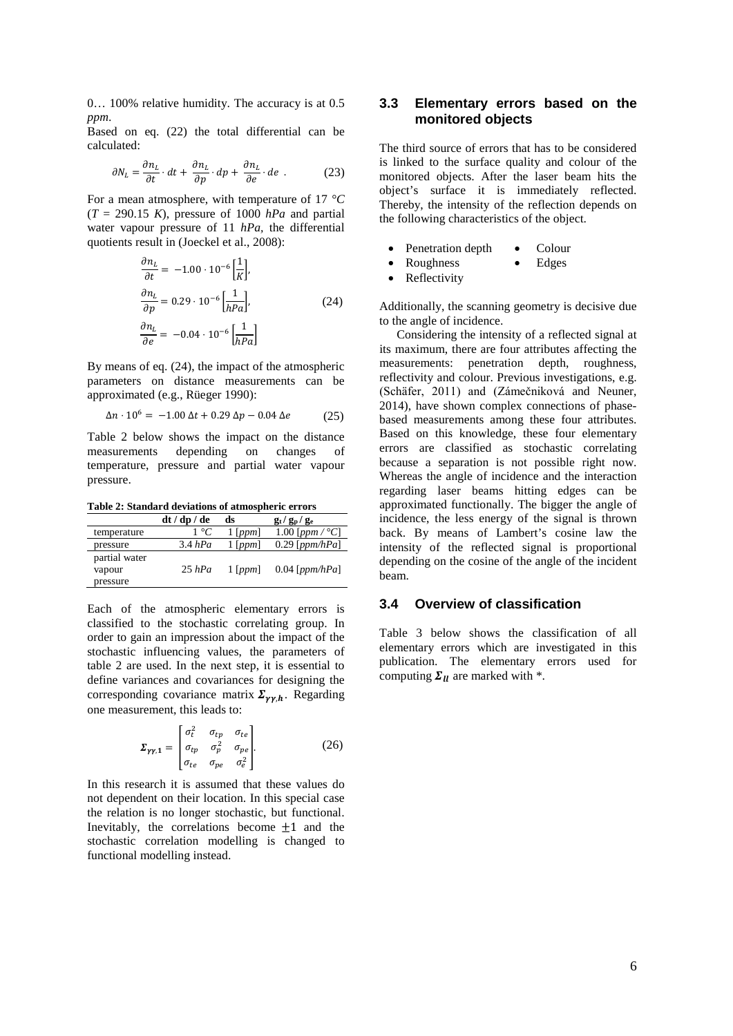0… 100% relative humidity. The accuracy is at 0.5 *ppm*.

Based on eq. (22) the total differential can be calculated:

$$\partial N_L = \frac{\partial n_L}{\partial t} \cdot dt + \frac{\partial n_L}{\partial p} \cdot dp + \frac{\partial n_L}{\partial e} \cdot de \ . \qquad (23)$$

For a mean atmosphere, with temperature of 17 *°C* (*T* = 290.15 *K*), pressure of 1000 *hPa* and partial water vapour pressure of 11 *hPa*, the differential quotients result in (Joeckel et al., 2008):

$$\begin{aligned}
\frac{\partial n_L}{\partial t} &= -1.00 \cdot 10^{-6} \left[\frac{1}{K}\right], \\
\frac{\partial n_L}{\partial p} &= 0.29 \cdot 10^{-6} \left[\frac{1}{hPa}\right], \\
\frac{\partial n_L}{\partial e} &= -0.04 \cdot 10^{-6} \left[\frac{1}{hPa}\right]
\end{aligned} \qquad (24)$$

By means of eq. (24), the impact of the atmospheric parameters on distance measurements can be approximated (e.g., Rüeger 1990):

$$\Delta n \cdot 10^6 = -1.00\ \Delta t + 0.29\ \Delta p - 0.04\ \Delta e \qquad (25)$$

Table 2 below shows the impact on the distance measurements depending on changes of temperature, pressure and partial water vapour pressure.

**Table 2: Standard deviations of atmospheric errors**

| | dt / dp / de | ds | $g_t$ / $g_p$ / $g_e$ |
|---|---|---|---|
| temperature | 1 *°C* | 1 [*ppm*] | 1.00 [*ppm / °C*] |
| pressure | 3.4 *hPa* | 1 [*ppm*] | 0.29 [*ppm/hPa*] |
| partial water vapour pressure | 25 *hPa* | 1 [*ppm*] | 0.04 [*ppm/hPa*] |

Each of the atmospheric elementary errors is classified to the stochastic correlating group. In order to gain an impression about the impact of the stochastic influencing values, the parameters of table 2 are used. In the next step, it is essential to define variances and covariances for designing the corresponding covariance matrix $\boldsymbol{\Sigma_{\gamma\gamma,h}}$. Regarding one measurement, this leads to:

$$\boldsymbol{\Sigma_{\gamma\gamma,1}} = \begin{bmatrix} \sigma_t^2 & \sigma_{tp} & \sigma_{te} \\ \sigma_{tp} & \sigma_p^2 & \sigma_{pe} \\ \sigma_{te} & \sigma_{pe} & \sigma_e^2 \end{bmatrix}. \qquad (26)$$

In this research it is assumed that these values do not dependent on their location. In this special case the relation is no longer stochastic, but functional. Inevitably, the correlations become $\pm 1$ and the stochastic correlation modelling is changed to functional modelling instead.

### 3.3 Elementary errors based on the monitored objects

The third source of errors that has to be considered is linked to the surface quality and colour of the monitored objects. After the laser beam hits the object's surface it is immediately reflected. Thereby, the intensity of the reflection depends on the following characteristics of the object.

- Penetration depth
- Colour
- Roughness
- Edges
- Reflectivity

Additionally, the scanning geometry is decisive due to the angle of incidence.

Considering the intensity of a reflected signal at its maximum, there are four attributes affecting the measurements: penetration depth, roughness, reflectivity and colour. Previous investigations, e.g. (Schäfer, 2011) and (Zámečniková and Neuner, 2014), have shown complex connections of phase-based measurements among these four attributes. Based on this knowledge, these four elementary errors are classified as stochastic correlating because a separation is not possible right now. Whereas the angle of incidence and the interaction regarding laser beams hitting edges can be approximated functionally. The bigger the angle of incidence, the less energy of the signal is thrown back. By means of Lambert's cosine law the intensity of the reflected signal is proportional depending on the cosine of the angle of the incident beam.

### 3.4 Overview of classification

Table 3 below shows the classification of all elementary errors which are investigated in this publication. The elementary errors used for computing $\boldsymbol{\Sigma_{ll}}$ are marked with *.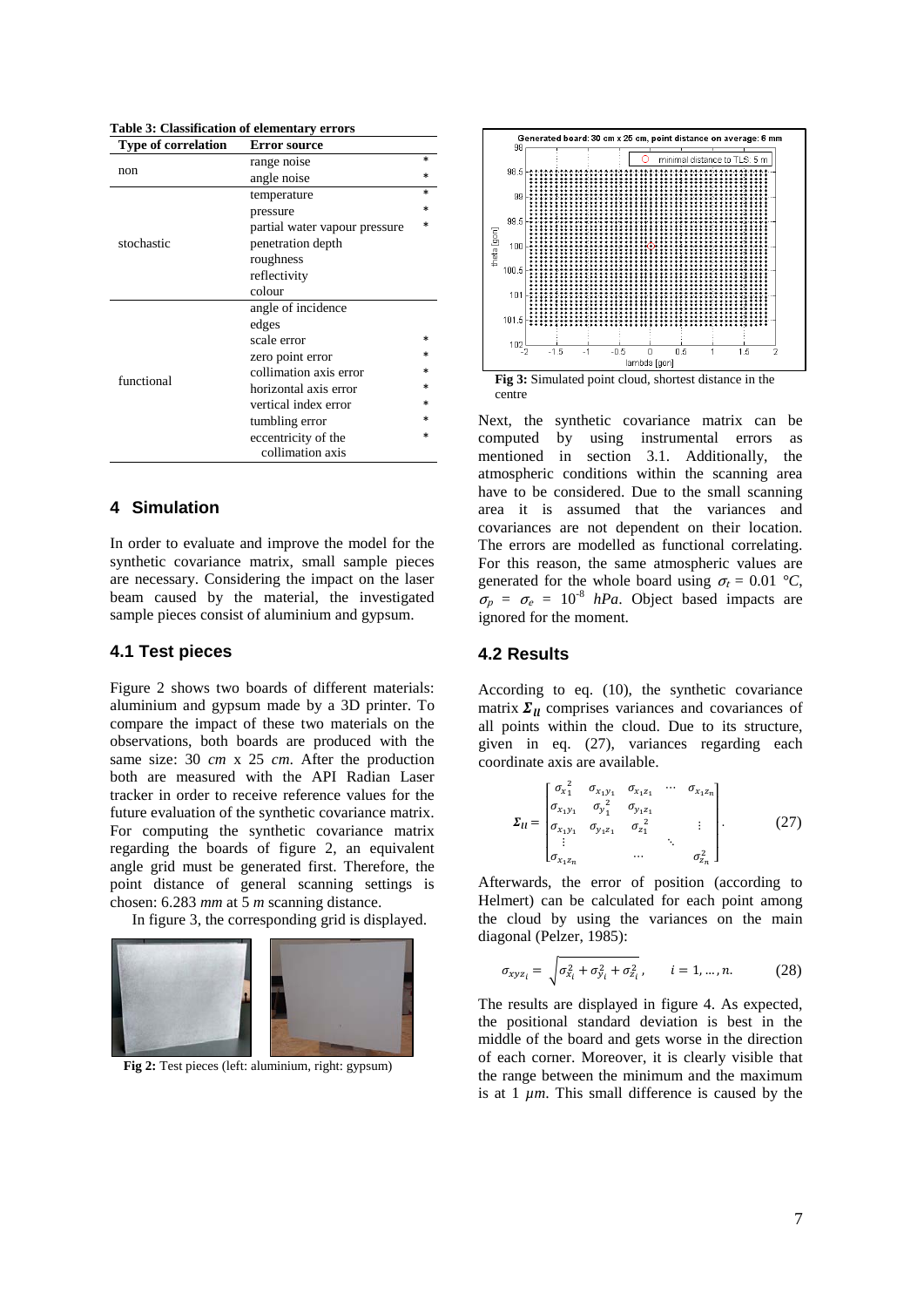**Table 3: Classification of elementary errors**

| Type of correlation | Error source | |
|---|---|---|
| non | range noise | * |
| | angle noise | * |
| stochastic | temperature | * |
| | pressure | * |
| | partial water vapour pressure | * |
| | penetration depth | |
| | roughness | |
| | reflectivity | |
| | colour | |
| functional | angle of incidence | |
| | edges | |
| | scale error | * |
| | zero point error | * |
| | collimation axis error | * |
| | horizontal axis error | * |
| | vertical index error | * |
| | tumbling error | * |
| | eccentricity of the collimation axis | * |

## 4 Simulation

In order to evaluate and improve the model for the synthetic covariance matrix, small sample pieces are necessary. Considering the impact on the laser beam caused by the material, the investigated sample pieces consist of aluminium and gypsum.

### 4.1 Test pieces

Figure 2 shows two boards of different materials: aluminium and gypsum made by a 3D printer. To compare the impact of these two materials on the observations, both boards are produced with the same size: 30 *cm* x 25 *cm*. After the production both are measured with the API Radian Laser tracker in order to receive reference values for the future evaluation of the synthetic covariance matrix. For computing the synthetic covariance matrix regarding the boards of figure 2, an equivalent angle grid must be generated first. Therefore, the point distance of general scanning settings is chosen: 6.283 *mm* at 5 *m* scanning distance.

In figure 3, the corresponding grid is displayed.

**Fig 2:** Test pieces (left: aluminium, right: gypsum)

**Fig 3:** Simulated point cloud, shortest distance in the centre

Next, the synthetic covariance matrix can be computed by using instrumental errors as mentioned in section 3.1. Additionally, the atmospheric conditions within the scanning area have to be considered. Due to the small scanning area it is assumed that the variances and covariances are not dependent on their location. The errors are modelled as functional correlating. For this reason, the same atmospheric values are generated for the whole board using $\sigma_t$ = 0.01 °C, $\sigma_p$ = $\sigma_e$ = $10^{-8}$ *hPa*. Object based impacts are ignored for the moment.

### 4.2 Results

According to eq. (10), the synthetic covariance matrix $\boldsymbol{\Sigma}_{ll}$ comprises variances and covariances of all points within the cloud. Due to its structure, given in eq. (27), variances regarding each coordinate axis are available.

$$\boldsymbol{\Sigma}_{ll} = \begin{bmatrix} \sigma_{x_1}^2 & \sigma_{x_1 y_1} & \sigma_{x_1 z_1} & \cdots & \sigma_{x_1 z_n} \\ \sigma_{x_1 y_1} & \sigma_{y_1}^2 & \sigma_{y_1 z_1} & & \\ \sigma_{x_1 y_1} & \sigma_{y_1 z_1} & \sigma_{z_1}^2 & & \vdots \\ \vdots & & & \ddots & \\ \sigma_{x_1 z_n} & & \cdots & & \sigma_{z_n}^2 \end{bmatrix}. \tag{27}$$

Afterwards, the error of position (according to Helmert) can be calculated for each point among the cloud by using the variances on the main diagonal (Pelzer, 1985):

$$\sigma_{xyz_i} = \sqrt{\sigma_{x_i}^2 + \sigma_{y_i}^2 + \sigma_{z_i}^2}, \qquad i = 1, \ldots, n. \tag{28}$$

The results are displayed in figure 4. As expected, the positional standard deviation is best in the middle of the board and gets worse in the direction of each corner. Moreover, it is clearly visible that the range between the minimum and the maximum is at 1 $\mu m$. This small difference is caused by the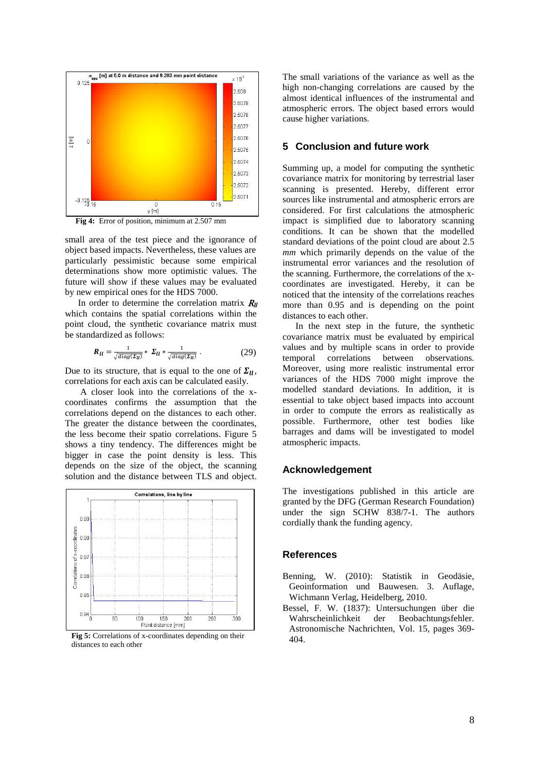**Fig 4:** Error of position, minimum at 2.507 mm

small area of the test piece and the ignorance of object based impacts. Nevertheless, these values are particularly pessimistic because some empirical determinations show more optimistic values. The future will show if these values may be evaluated by new empirical ones for the HDS 7000.

In order to determine the correlation matrix $\boldsymbol{R}_{ll}$ which contains the spatial correlations within the point cloud, the synthetic covariance matrix must be standardized as follows:

$$\boldsymbol{R}_{ll} = \frac{1}{\sqrt{diag(\boldsymbol{\Sigma}_{ll})}} * \boldsymbol{\Sigma}_{ll} * \frac{1}{\sqrt{diag(\boldsymbol{\Sigma}_{ll})}} . \qquad (29)$$

Due to its structure, that is equal to the one of $\boldsymbol{\Sigma}_{ll}$, correlations for each axis can be calculated easily.

A closer look into the correlations of the x-coordinates confirms the assumption that the correlations depend on the distances to each other. The greater the distance between the coordinates, the less become their spatio correlations. Figure 5 shows a tiny tendency. The differences might be bigger in case the point density is less. This depends on the size of the object, the scanning solution and the distance between TLS and object.

**Fig 5:** Correlations of x-coordinates depending on their distances to each other

The small variations of the variance as well as the high non-changing correlations are caused by the almost identical influences of the instrumental and atmospheric errors. The object based errors would cause higher variations.

## 5 Conclusion and future work

Summing up, a model for computing the synthetic covariance matrix for monitoring by terrestrial laser scanning is presented. Hereby, different error sources like instrumental and atmospheric errors are considered. For first calculations the atmospheric impact is simplified due to laboratory scanning conditions. It can be shown that the modelled standard deviations of the point cloud are about 2.5 *mm* which primarily depends on the value of the instrumental error variances and the resolution of the scanning. Furthermore, the correlations of the x-coordinates are investigated. Hereby, it can be noticed that the intensity of the correlations reaches more than 0.95 and is depending on the point distances to each other.

In the next step in the future, the synthetic covariance matrix must be evaluated by empirical values and by multiple scans in order to provide temporal correlations between observations. Moreover, using more realistic instrumental error variances of the HDS 7000 might improve the modelled standard deviations. In addition, it is essential to take object based impacts into account in order to compute the errors as realistically as possible. Furthermore, other test bodies like barrages and dams will be investigated to model atmospheric impacts.

## Acknowledgement

The investigations published in this article are granted by the DFG (German Research Foundation) under the sign SCHW 838/7-1. The authors cordially thank the funding agency.

## References

Benning, W. (2010): Statistik in Geodäsie, Geoinformation und Bauwesen. 3. Auflage, Wichmann Verlag, Heidelberg, 2010.

Bessel, F. W. (1837): Untersuchungen über die Wahrscheinlichkeit der Beobachtungsfehler. Astronomische Nachrichten, Vol. 15, pages 369-404.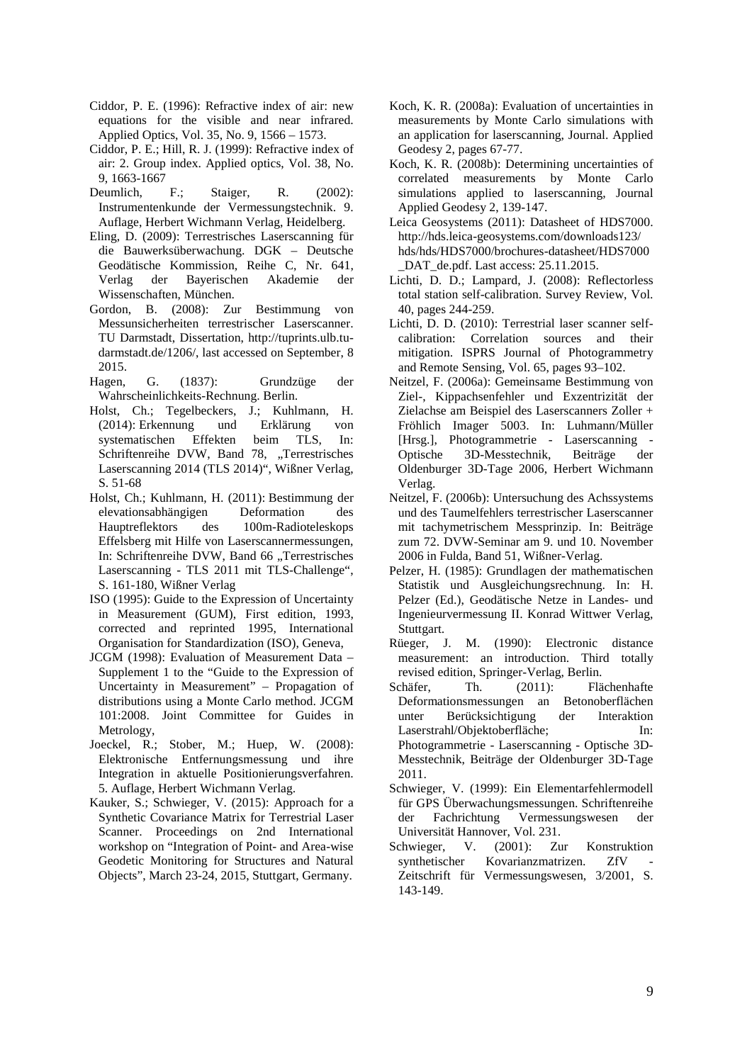Ciddor, P. E. (1996): Refractive index of air: new equations for the visible and near infrared. Applied Optics, Vol. 35, No. 9, 1566 – 1573.

Ciddor, P. E.; Hill, R. J. (1999): Refractive index of air: 2. Group index. Applied optics, Vol. 38, No. 9, 1663-1667

Deumlich, F.; Staiger, R. (2002): Instrumentenkunde der Vermessungstechnik. 9. Auflage, Herbert Wichmann Verlag, Heidelberg.

Eling, D. (2009): Terrestrisches Laserscanning für die Bauwerksüberwachung. DGK – Deutsche Geodätische Kommission, Reihe C, Nr. 641, Verlag der Bayerischen Akademie der Wissenschaften, München.

Gordon, B. (2008): Zur Bestimmung von Messunsicherheiten terrestrischer Laserscanner. TU Darmstadt, Dissertation, http://tuprints.ulb.tu-darmstadt.de/1206/, last accessed on September, 8 2015.

Hagen, G. (1837): Grundzüge der Wahrscheinlichkeits-Rechnung. Berlin.

Holst, Ch.; Tegelbeckers, J.; Kuhlmann, H. (2014): Erkennung und Erklärung von systematischen Effekten beim TLS, In: Schriftenreihe DVW, Band 78, „Terrestrisches Laserscanning 2014 (TLS 2014)“, Wißner Verlag, S. 51-68

Holst, Ch.; Kuhlmann, H. (2011): Bestimmung der elevationsabhängigen Deformation des Hauptreflektors des 100m-Radioteleskops Effelsberg mit Hilfe von Laserscannermessungen, In: Schriftenreihe DVW, Band 66 „Terrestrisches Laserscanning - TLS 2011 mit TLS-Challenge“, S. 161-180, Wißner Verlag

ISO (1995): Guide to the Expression of Uncertainty in Measurement (GUM), First edition, 1993, corrected and reprinted 1995, International Organisation for Standardization (ISO), Geneva,

JCGM (1998): Evaluation of Measurement Data – Supplement 1 to the “Guide to the Expression of Uncertainty in Measurement” – Propagation of distributions using a Monte Carlo method. JCGM 101:2008. Joint Committee for Guides in Metrology,

Joeckel, R.; Stober, M.; Huep, W. (2008): Elektronische Entfernungsmessung und ihre Integration in aktuelle Positionierungsverfahren. 5. Auflage, Herbert Wichmann Verlag.

Kauker, S.; Schwieger, V. (2015): Approach for a Synthetic Covariance Matrix for Terrestrial Laser Scanner. Proceedings on 2nd International workshop on “Integration of Point- and Area-wise Geodetic Monitoring for Structures and Natural Objects”, March 23-24, 2015, Stuttgart, Germany.

Koch, K. R. (2008a): Evaluation of uncertainties in measurements by Monte Carlo simulations with an application for laserscanning, Journal. Applied Geodesy 2, pages 67-77.

Koch, K. R. (2008b): Determining uncertainties of correlated measurements by Monte Carlo simulations applied to laserscanning, Journal Applied Geodesy 2, 139-147.

Leica Geosystems (2011): Datasheet of HDS7000. http://hds.leica-geosystems.com/downloads123/hds/hds/HDS7000/brochures-datasheet/HDS7000_DAT_de.pdf. Last access: 25.11.2015.

Lichti, D. D.; Lampard, J. (2008): Reflectorless total station self-calibration. Survey Review, Vol. 40, pages 244-259.

Lichti, D. D. (2010): Terrestrial laser scanner self-calibration: Correlation sources and their mitigation. ISPRS Journal of Photogrammetry and Remote Sensing, Vol. 65, pages 93–102.

Neitzel, F. (2006a): Gemeinsame Bestimmung von Ziel-, Kippachsenfehler und Exzentrizität der Zielachse am Beispiel des Laserscanners Zoller + Fröhlich Imager 5003. In: Luhmann/Müller [Hrsg.], Photogrammetrie - Laserscanning - Optische 3D-Messtechnik, Beiträge der Oldenburger 3D-Tage 2006, Herbert Wichmann Verlag.

Neitzel, F. (2006b): Untersuchung des Achssystems und des Taumelfehlers terrestrischer Laserscanner mit tachymetrischem Messprinzip. In: Beiträge zum 72. DVW-Seminar am 9. und 10. November 2006 in Fulda, Band 51, Wißner-Verlag.

Pelzer, H. (1985): Grundlagen der mathematischen Statistik und Ausgleichungsrechnung. In: H. Pelzer (Ed.), Geodätische Netze in Landes- und Ingenieurvermessung II. Konrad Wittwer Verlag, Stuttgart.

Rüeger, J. M. (1990): Electronic distance measurement: an introduction. Third totally revised edition, Springer-Verlag, Berlin.

Schäfer, Th. (2011): Flächenhafte Deformationsmessungen an Betonoberflächen unter Berücksichtigung der Interaktion Laserstrahl/Objektoberfläche; In: Photogrammetrie - Laserscanning - Optische 3D-Messtechnik, Beiträge der Oldenburger 3D-Tage 2011.

Schwieger, V. (1999): Ein Elementarfehlermodell für GPS Überwachungsmessungen. Schriftenreihe der Fachrichtung Vermessungswesen der Universität Hannover, Vol. 231.

Schwieger, V. (2001): Zur Konstruktion synthetischer Kovarianzmatrizen. ZfV - Zeitschrift für Vermessungswesen, 3/2001, S. 143-149.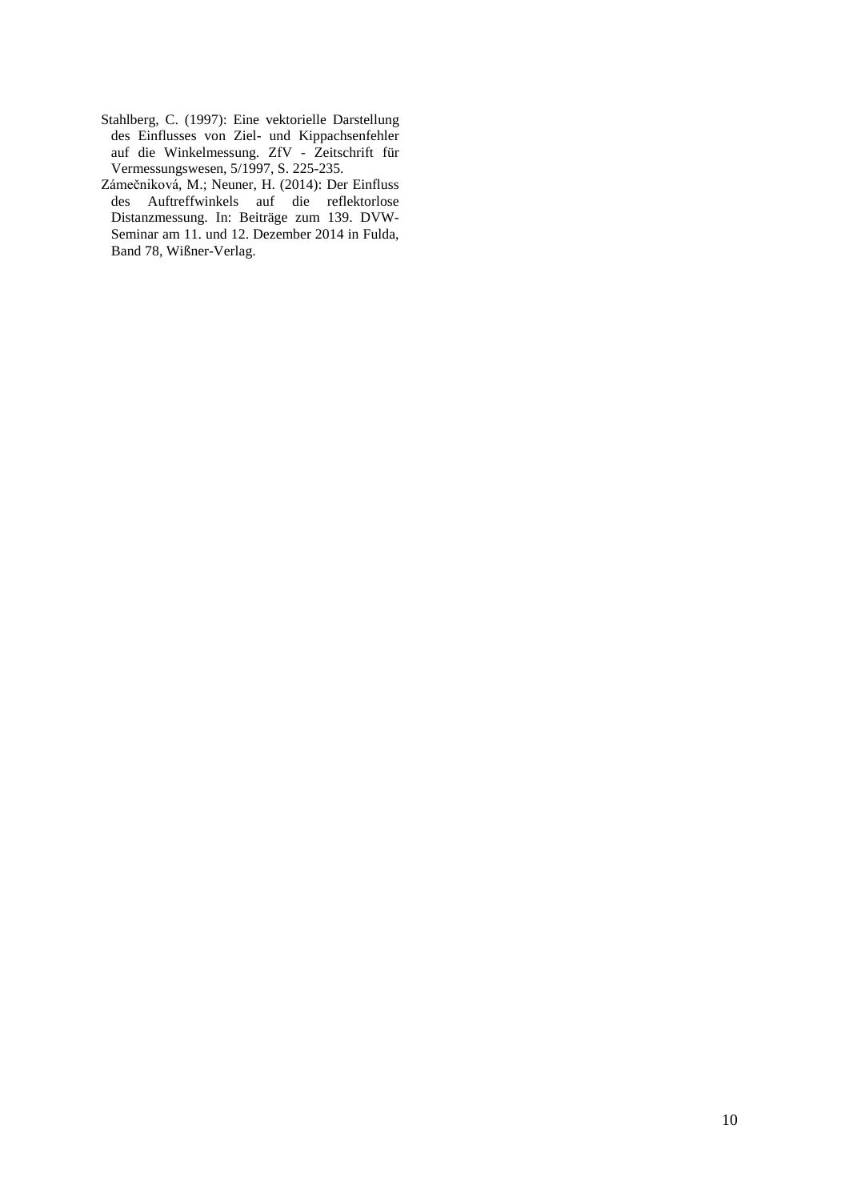Stahlberg, C. (1997): Eine vektorielle Darstellung des Einflusses von Ziel- und Kippachsenfehler auf die Winkelmessung. ZfV - Zeitschrift für Vermessungswesen, 5/1997, S. 225-235.

Zámečniková, M.; Neuner, H. (2014): Der Einfluss des Auftreffwinkels auf die reflektorlose Distanzmessung. In: Beiträge zum 139. DVW-Seminar am 11. und 12. Dezember 2014 in Fulda, Band 78, Wißner-Verlag.